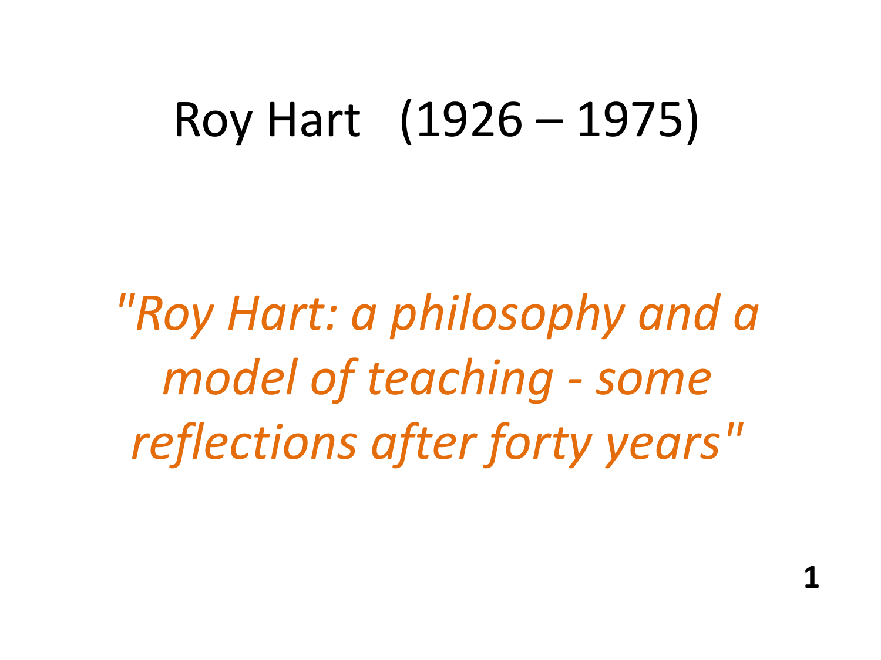# Roy Hart (1926 – 1975)

*"Roy Hart: a philosophy and a model of teaching - some reflections after forty years"*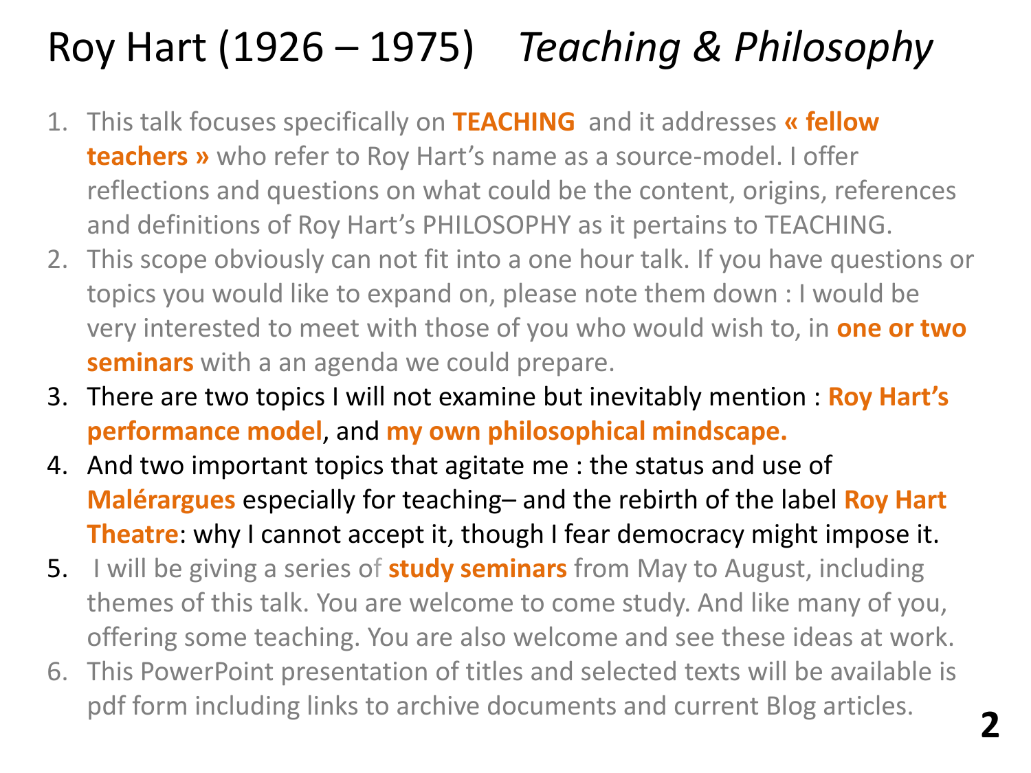# Roy Hart (1926 – 1975) *Teaching & Philosophy*

1. This talk focuses specifically on **TEACHING** and it addresses **« fellow teachers »** who refer to Roy Hart's name as a source-model. I offer reflections and questions on what could be the content, origins, references and definitions of Roy Hart's PHILOSOPHY as it pertains to TEACHING.
2. This scope obviously can not fit into a one hour talk. If you have questions or topics you would like to expand on, please note them down : I would be very interested to meet with those of you who would wish to, in **one or two seminars** with a an agenda we could prepare.
3. There are two topics I will not examine but inevitably mention : **Roy Hart's performance model**, and **my own philosophical mindscape.**
4. And two important topics that agitate me : the status and use of **Malérargues** especially for teaching– and the rebirth of the label **Roy Hart Theatre**: why I cannot accept it, though I fear democracy might impose it.
5. I will be giving a series of **study seminars** from May to August, including themes of this talk. You are welcome to come study. And like many of you, offering some teaching. You are also welcome and see these ideas at work.
6. This PowerPoint presentation of titles and selected texts will be available is pdf form including links to archive documents and current Blog articles.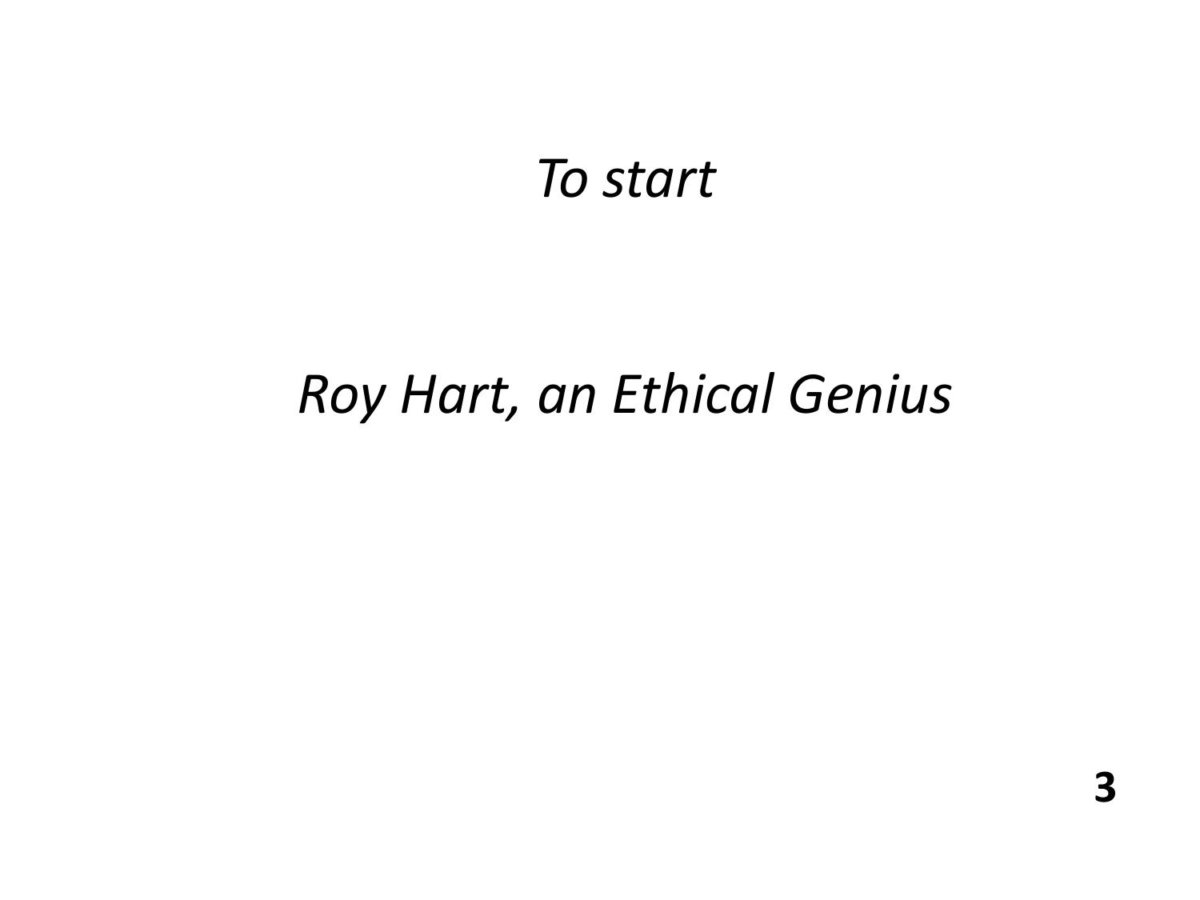*To start*

*Roy Hart, an Ethical Genius*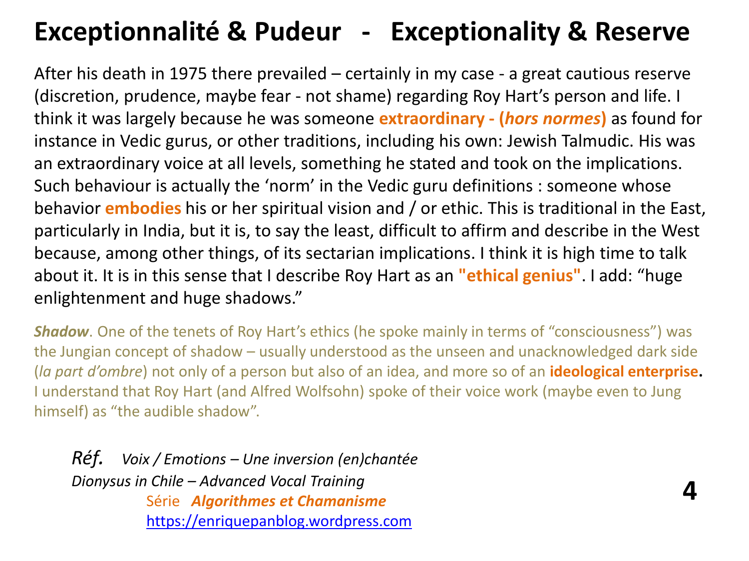# Exceptionnalité & Pudeur - Exceptionality & Reserve

After his death in 1975 there prevailed – certainly in my case - a great cautious reserve (discretion, prudence, maybe fear - not shame) regarding Roy Hart's person and life. I think it was largely because he was someone **extraordinary - (*hors normes*)** as found for instance in Vedic gurus, or other traditions, including his own: Jewish Talmudic. His was an extraordinary voice at all levels, something he stated and took on the implications. Such behaviour is actually the 'norm' in the Vedic guru definitions : someone whose behavior **embodies** his or her spiritual vision and / or ethic. This is traditional in the East, particularly in India, but it is, to say the least, difficult to affirm and describe in the West because, among other things, of its sectarian implications. I think it is high time to talk about it. It is in this sense that I describe Roy Hart as an **"ethical genius"**. I add: "huge enlightenment and huge shadows."

***Shadow***. One of the tenets of Roy Hart's ethics (he spoke mainly in terms of "consciousness") was the Jungian concept of shadow – usually understood as the unseen and unacknowledged dark side (*la part d'ombre*) not only of a person but also of an idea, and more so of an **ideological enterprise.** I understand that Roy Hart (and Alfred Wolfsohn) spoke of their voice work (maybe even to Jung himself) as "the audible shadow".

*Réf.* *Voix / Emotions – Une inversion (en)chantée*
*Dionysus in Chile – Advanced Vocal Training*
Série ***Algorithmes et Chamanisme***
https://enriquepanblog.wordpress.com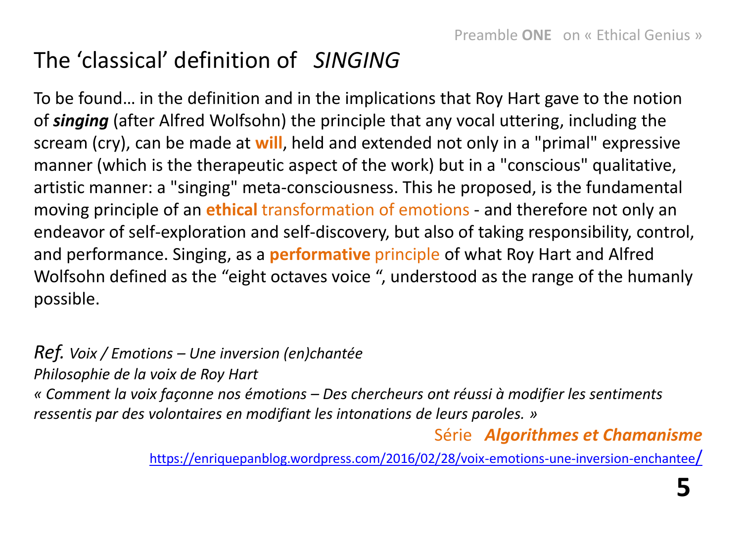# The 'classical' definition of *SINGING*

To be found… in the definition and in the implications that Roy Hart gave to the notion of ***singing*** (after Alfred Wolfsohn) the principle that any vocal uttering, including the scream (cry), can be made at **will**, held and extended not only in a "primal" expressive manner (which is the therapeutic aspect of the work) but in a "conscious" qualitative, artistic manner: a "singing" meta-consciousness. This he proposed, is the fundamental moving principle of an **ethical** transformation of emotions - and therefore not only an endeavor of self-exploration and self-discovery, but also of taking responsibility, control, and performance. Singing, as a **performative** principle of what Roy Hart and Alfred Wolfsohn defined as the "eight octaves voice ", understood as the range of the humanly possible.

*Ref. Voix / Emotions – Une inversion (en)chantée*
*Philosophie de la voix de Roy Hart*
*« Comment la voix façonne nos émotions – Des chercheurs ont réussi à modifier les sentiments ressentis par des volontaires en modifiant les intonations de leurs paroles. »*

Série ***Algorithmes et Chamanisme***

https://enriquepanblog.wordpress.com/2016/02/28/voix-emotions-une-inversion-enchantee/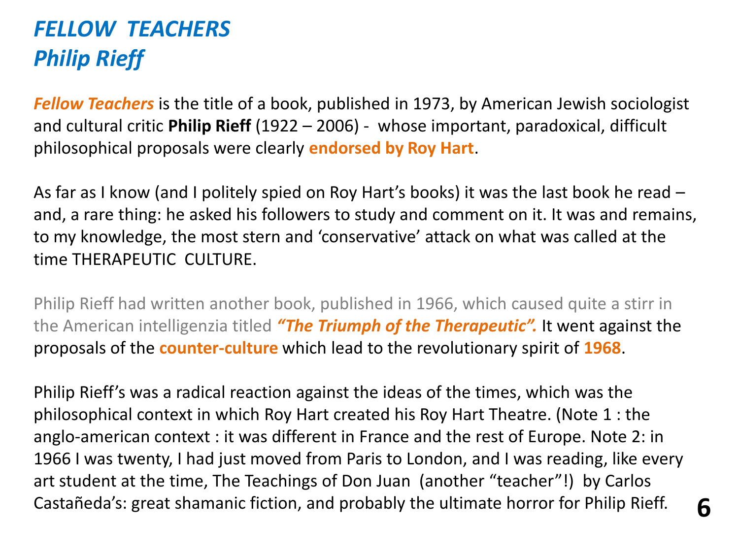# *FELLOW TEACHERS*
# *Philip Rieff*

***Fellow Teachers*** is the title of a book, published in 1973, by American Jewish sociologist and cultural critic **Philip Rieff** (1922 – 2006) - whose important, paradoxical, difficult philosophical proposals were clearly **endorsed by Roy Hart**.

As far as I know (and I politely spied on Roy Hart's books) it was the last book he read – and, a rare thing: he asked his followers to study and comment on it. It was and remains, to my knowledge, the most stern and 'conservative' attack on what was called at the time THERAPEUTIC CULTURE.

Philip Rieff had written another book, published in 1966, which caused quite a stirr in the American intelligenzia titled ***"The Triumph of the Therapeutic".*** It went against the proposals of the **counter-culture** which lead to the revolutionary spirit of **1968**.

Philip Rieff's was a radical reaction against the ideas of the times, which was the philosophical context in which Roy Hart created his Roy Hart Theatre. (Note 1 : the anglo-american context : it was different in France and the rest of Europe. Note 2: in 1966 I was twenty, I had just moved from Paris to London, and I was reading, like every art student at the time, The Teachings of Don Juan (another "teacher"!) by Carlos Castañeda's: great shamanic fiction, and probably the ultimate horror for Philip Rieff.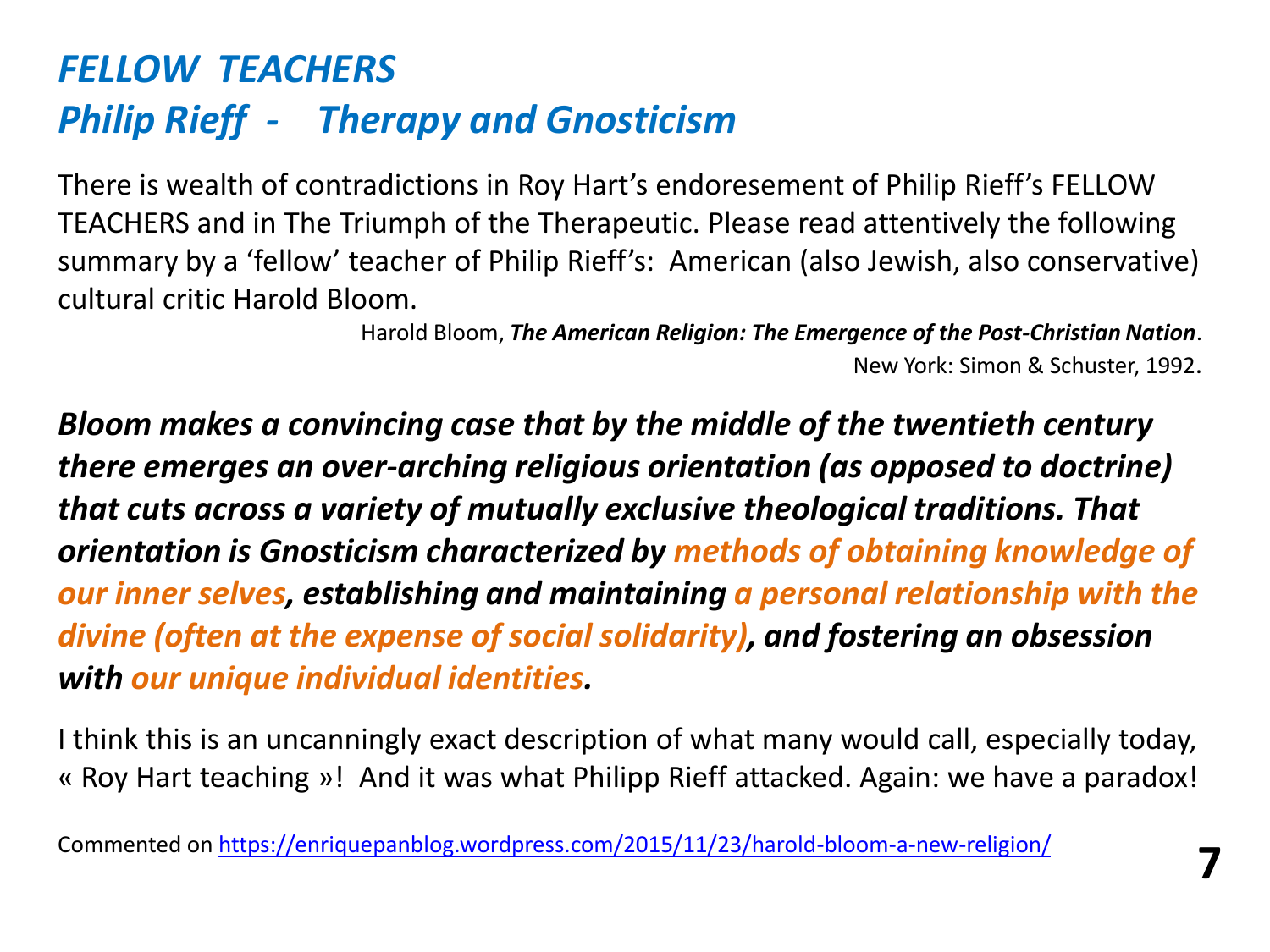# *FELLOW TEACHERS*
## *Philip Rieff - Therapy and Gnosticism*

There is wealth of contradictions in Roy Hart's endoresement of Philip Rieff's FELLOW TEACHERS and in The Triumph of the Therapeutic. Please read attentively the following summary by a 'fellow' teacher of Philip Rieff's: American (also Jewish, also conservative) cultural critic Harold Bloom.

Harold Bloom, ***The American Religion: The Emergence of the Post-Christian Nation***. New York: Simon & Schuster, 1992.

***Bloom makes a convincing case that by the middle of the twentieth century there emerges an over-arching religious orientation (as opposed to doctrine) that cuts across a variety of mutually exclusive theological traditions. That orientation is Gnosticism characterized by methods of obtaining knowledge of our inner selves, establishing and maintaining a personal relationship with the divine (often at the expense of social solidarity), and fostering an obsession with our unique individual identities.***

I think this is an uncanningly exact description of what many would call, especially today, « Roy Hart teaching »! And it was what Philipp Rieff attacked. Again: we have a paradox!

Commented on https://enriquepanblog.wordpress.com/2015/11/23/harold-bloom-a-new-religion/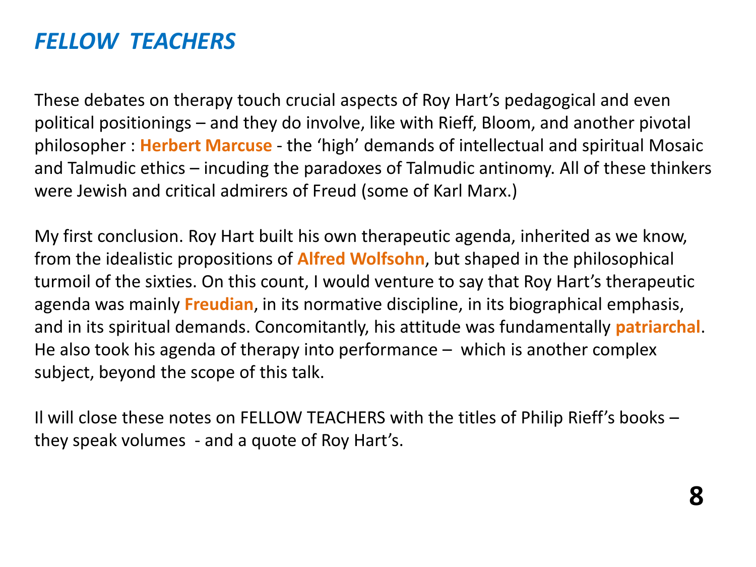## *FELLOW TEACHERS*

These debates on therapy touch crucial aspects of Roy Hart's pedagogical and even political positionings – and they do involve, like with Rieff, Bloom, and another pivotal philosopher : **Herbert Marcuse** - the 'high' demands of intellectual and spiritual Mosaic and Talmudic ethics – incuding the paradoxes of Talmudic antinomy. All of these thinkers were Jewish and critical admirers of Freud (some of Karl Marx.)

My first conclusion. Roy Hart built his own therapeutic agenda, inherited as we know, from the idealistic propositions of **Alfred Wolfsohn**, but shaped in the philosophical turmoil of the sixties. On this count, I would venture to say that Roy Hart's therapeutic agenda was mainly **Freudian**, in its normative discipline, in its biographical emphasis, and in its spiritual demands. Concomitantly, his attitude was fundamentally **patriarchal**. He also took his agenda of therapy into performance – which is another complex subject, beyond the scope of this talk.

Il will close these notes on FELLOW TEACHERS with the titles of Philip Rieff's books – they speak volumes - and a quote of Roy Hart's.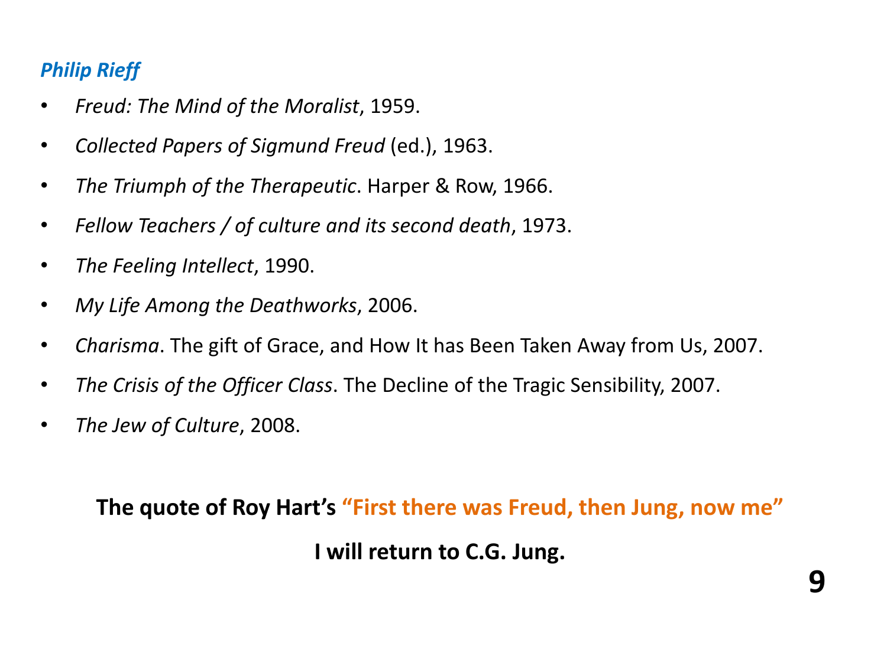***Philip Rieff***

- *Freud: The Mind of the Moralist*, 1959.
- *Collected Papers of Sigmund Freud* (ed.), 1963.
- *The Triumph of the Therapeutic*. Harper & Row, 1966.
- *Fellow Teachers / of culture and its second death*, 1973.
- *The Feeling Intellect*, 1990.
- *My Life Among the Deathworks*, 2006.
- *Charisma*. The gift of Grace, and How It has Been Taken Away from Us, 2007.
- *The Crisis of the Officer Class*. The Decline of the Tragic Sensibility, 2007.
- *The Jew of Culture*, 2008.

**The quote of Roy Hart's "First there was Freud, then Jung, now me"**

**I will return to C.G. Jung.**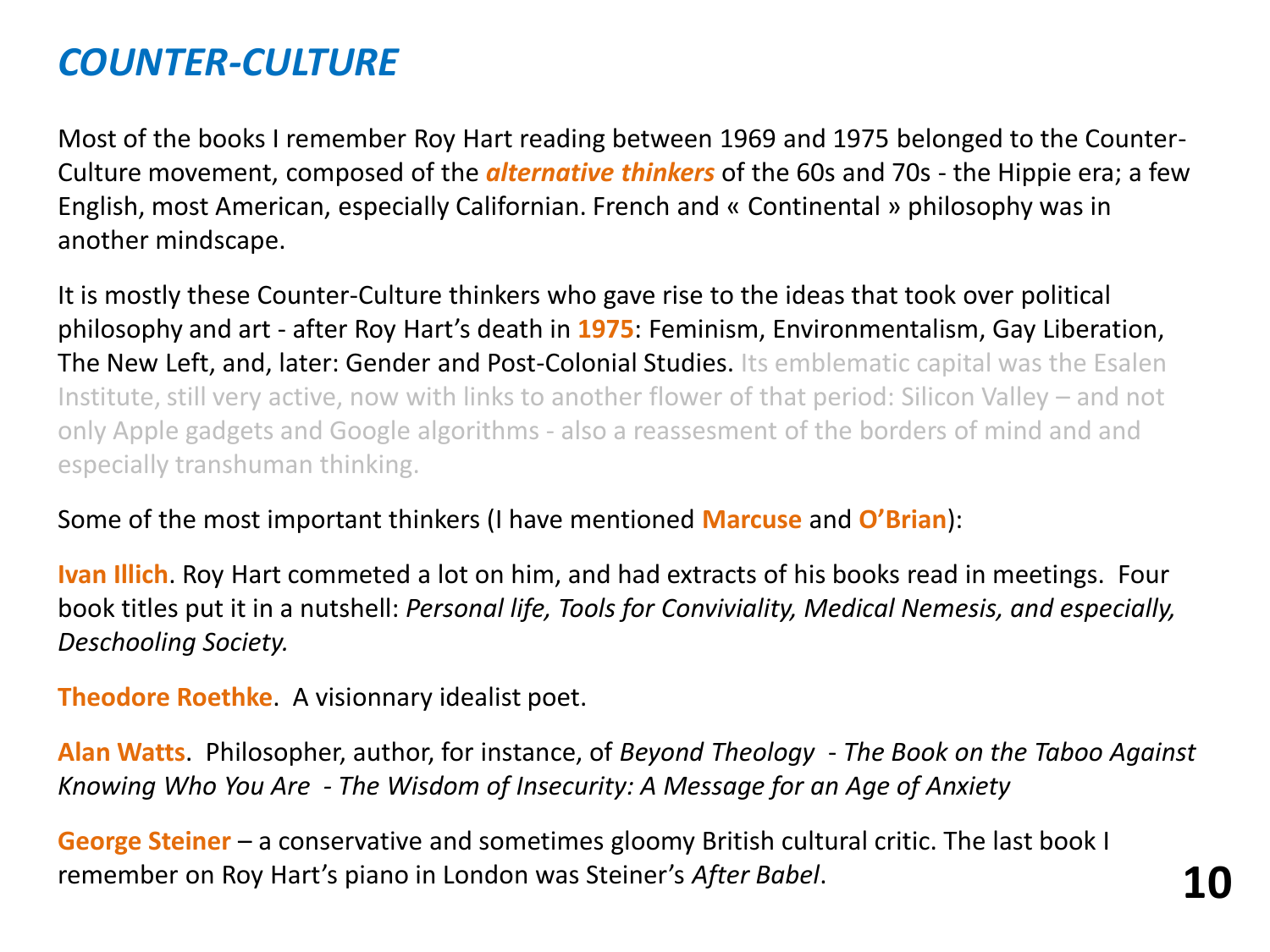# *COUNTER-CULTURE*

Most of the books I remember Roy Hart reading between 1969 and 1975 belonged to the Counter-Culture movement, composed of the ***alternative thinkers*** of the 60s and 70s - the Hippie era; a few English, most American, especially Californian. French and « Continental » philosophy was in another mindscape.

It is mostly these Counter-Culture thinkers who gave rise to the ideas that took over political philosophy and art - after Roy Hart's death in **1975**: Feminism, Environmentalism, Gay Liberation, The New Left, and, later: Gender and Post-Colonial Studies. Its emblematic capital was the Esalen Institute, still very active, now with links to another flower of that period: Silicon Valley – and not only Apple gadgets and Google algorithms - also a reassesment of the borders of mind and and especially transhuman thinking.

Some of the most important thinkers (I have mentioned **Marcuse** and **O'Brian**):

**Ivan Illich**. Roy Hart commeted a lot on him, and had extracts of his books read in meetings. Four book titles put it in a nutshell: *Personal life, Tools for Conviviality, Medical Nemesis, and especially, Deschooling Society.*

**Theodore Roethke**. A visionnary idealist poet.

**Alan Watts**. Philosopher, author, for instance, of *Beyond Theology - The Book on the Taboo Against Knowing Who You Are - The Wisdom of Insecurity: A Message for an Age of Anxiety*

**George Steiner** – a conservative and sometimes gloomy British cultural critic. The last book I remember on Roy Hart's piano in London was Steiner's *After Babel*.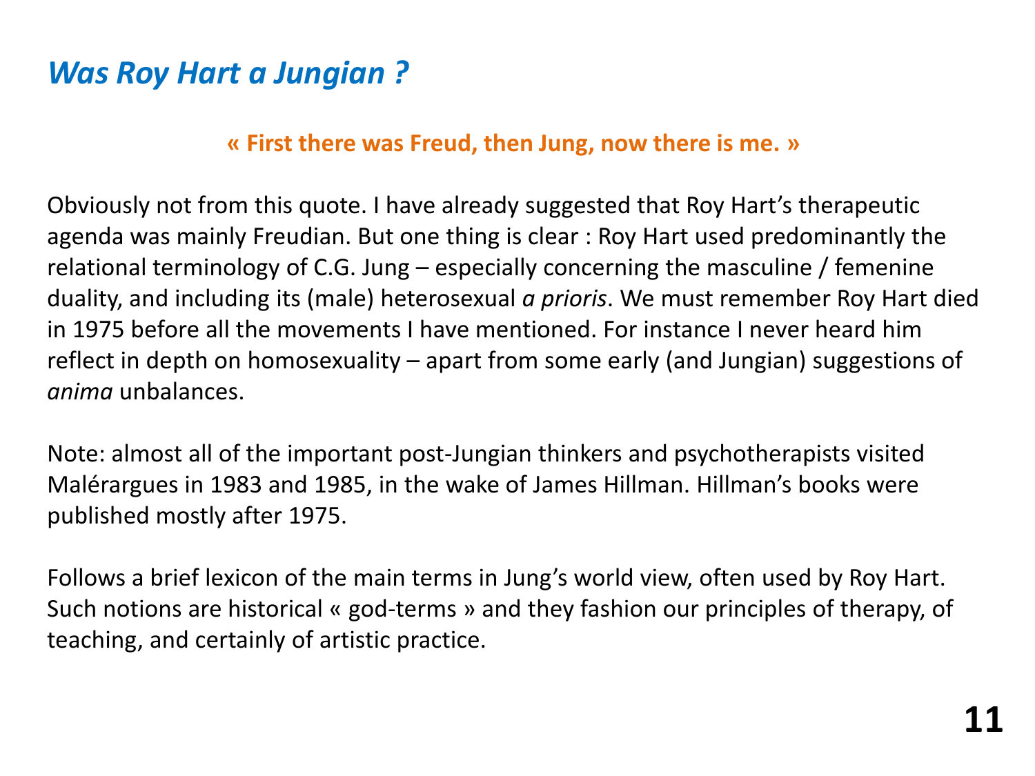## *Was Roy Hart a Jungian ?*

**« First there was Freud, then Jung, now there is me. »**

Obviously not from this quote. I have already suggested that Roy Hart's therapeutic agenda was mainly Freudian. But one thing is clear : Roy Hart used predominantly the relational terminology of C.G. Jung – especially concerning the masculine / femenine duality, and including its (male) heterosexual *a prioris*. We must remember Roy Hart died in 1975 before all the movements I have mentioned. For instance I never heard him reflect in depth on homosexuality – apart from some early (and Jungian) suggestions of *anima* unbalances.

Note: almost all of the important post-Jungian thinkers and psychotherapists visited Malérargues in 1983 and 1985, in the wake of James Hillman. Hillman's books were published mostly after 1975.

Follows a brief lexicon of the main terms in Jung's world view, often used by Roy Hart. Such notions are historical « god-terms » and they fashion our principles of therapy, of teaching, and certainly of artistic practice.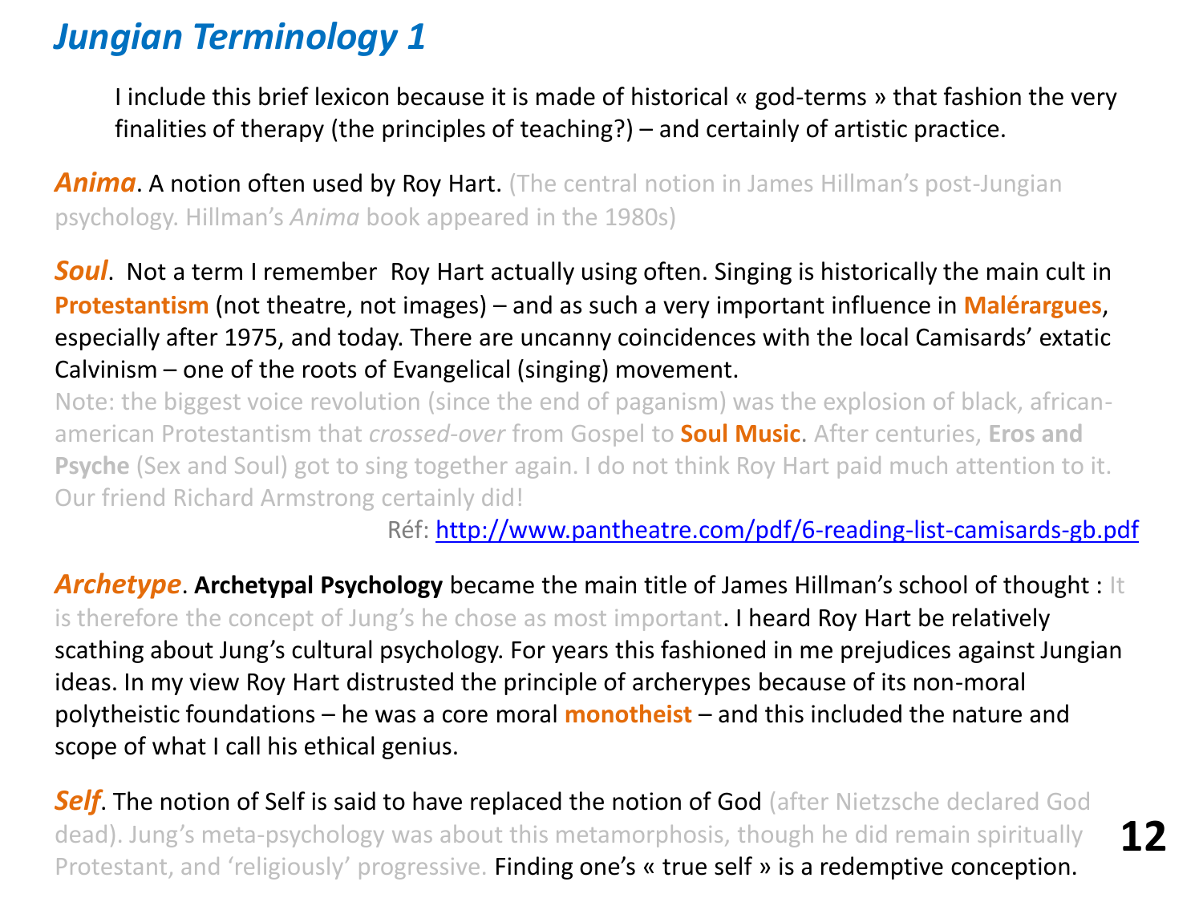# *Jungian Terminology 1*

I include this brief lexicon because it is made of historical « god-terms » that fashion the very finalities of therapy (the principles of teaching?) – and certainly of artistic practice.

***Anima***. A notion often used by Roy Hart. (The central notion in James Hillman's post-Jungian psychology. Hillman's *Anima* book appeared in the 1980s)

***Soul***. Not a term I remember Roy Hart actually using often. Singing is historically the main cult in **Protestantism** (not theatre, not images) – and as such a very important influence in **Malérargues**, especially after 1975, and today. There are uncanny coincidences with the local Camisards' extatic Calvinism – one of the roots of Evangelical (singing) movement.

Note: the biggest voice revolution (since the end of paganism) was the explosion of black, african-american Protestantism that *crossed-over* from Gospel to **Soul Music**. After centuries, **Eros and Psyche** (Sex and Soul) got to sing together again. I do not think Roy Hart paid much attention to it. Our friend Richard Armstrong certainly did!

Réf: [http://www.pantheatre.com/pdf/6-reading-list-camisards-gb.pdf](http://www.pantheatre.com/pdf/6-reading-list-camisards-gb.pdf)

***Archetype***. **Archetypal Psychology** became the main title of James Hillman's school of thought : It is therefore the concept of Jung's he chose as most important. I heard Roy Hart be relatively scathing about Jung's cultural psychology. For years this fashioned in me prejudices against Jungian ideas. In my view Roy Hart distrusted the principle of archerypes because of its non-moral polytheistic foundations – he was a core moral **monotheist** – and this included the nature and scope of what I call his ethical genius.

***Self***. The notion of Self is said to have replaced the notion of God (after Nietzsche declared God dead). Jung's meta-psychology was about this metamorphosis, though he did remain spiritually Protestant, and 'religiously' progressive. Finding one's « true self » is a redemptive conception.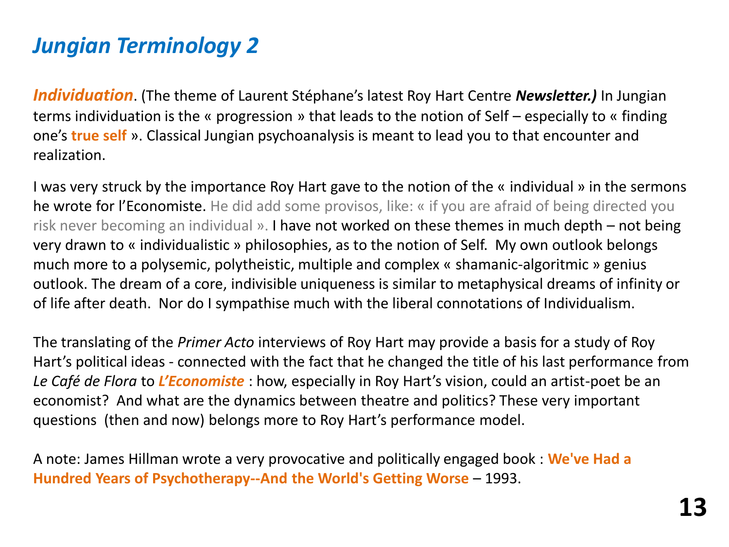# *Jungian Terminology 2*

***Individuation***. (The theme of Laurent Stéphane's latest Roy Hart Centre ***Newsletter.)*** In Jungian terms individuation is the « progression » that leads to the notion of Self – especially to « finding one's **true self** ». Classical Jungian psychoanalysis is meant to lead you to that encounter and realization.

I was very struck by the importance Roy Hart gave to the notion of the « individual » in the sermons he wrote for l'Economiste. He did add some provisos, like: « if you are afraid of being directed you risk never becoming an individual ». I have not worked on these themes in much depth – not being very drawn to « individualistic » philosophies, as to the notion of Self. My own outlook belongs much more to a polysemic, polytheistic, multiple and complex « shamanic-algoritmic » genius outlook. The dream of a core, indivisible uniqueness is similar to metaphysical dreams of infinity or of life after death. Nor do I sympathise much with the liberal connotations of Individualism.

The translating of the *Primer Acto* interviews of Roy Hart may provide a basis for a study of Roy Hart's political ideas - connected with the fact that he changed the title of his last performance from *Le Café de Flora* to ***L'Economiste*** : how, especially in Roy Hart's vision, could an artist-poet be an economist? And what are the dynamics between theatre and politics? These very important questions (then and now) belongs more to Roy Hart's performance model.

A note: James Hillman wrote a very provocative and politically engaged book : **We've Had a Hundred Years of Psychotherapy--And the World's Getting Worse** – 1993.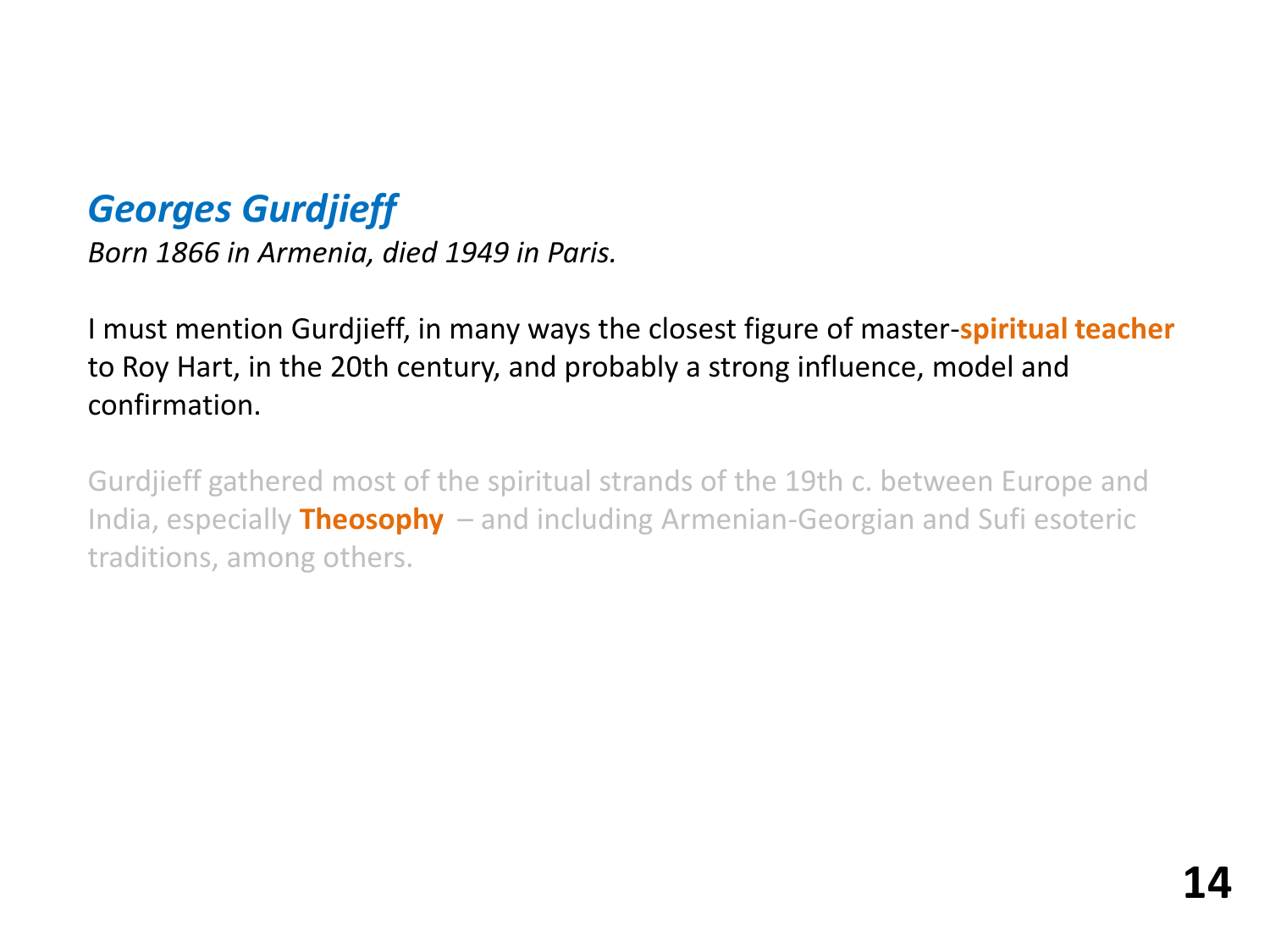## *Georges Gurdjieff*

*Born 1866 in Armenia, died 1949 in Paris.*

I must mention Gurdjieff, in many ways the closest figure of master-**spiritual teacher** to Roy Hart, in the 20th century, and probably a strong influence, model and confirmation.

Gurdjieff gathered most of the spiritual strands of the 19th c. between Europe and India, especially **Theosophy** – and including Armenian-Georgian and Sufi esoteric traditions, among others.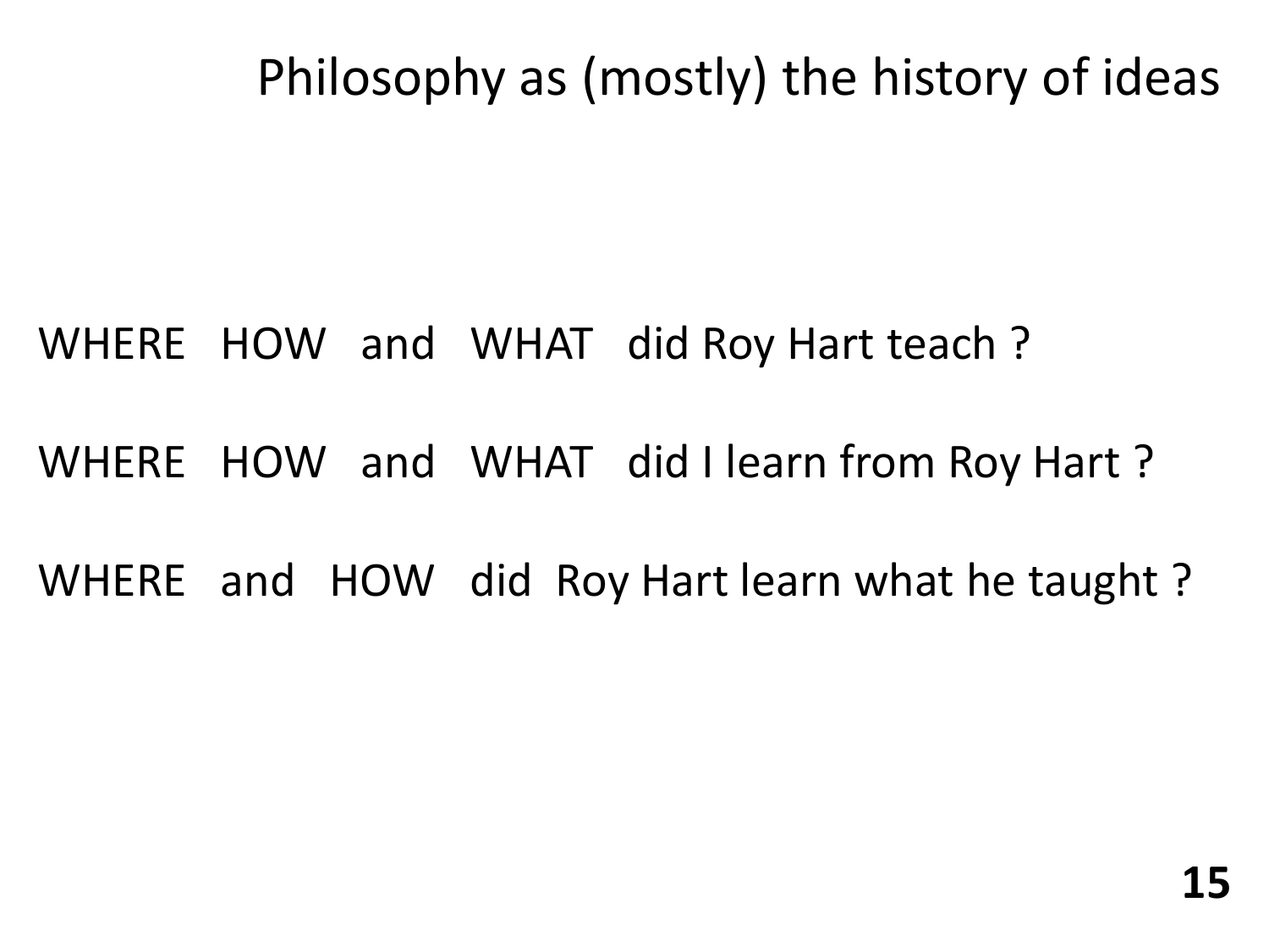# Philosophy as (mostly) the history of ideas

WHERE HOW and WHAT did Roy Hart teach ?

WHERE HOW and WHAT did I learn from Roy Hart ?

WHERE and HOW did Roy Hart learn what he taught ?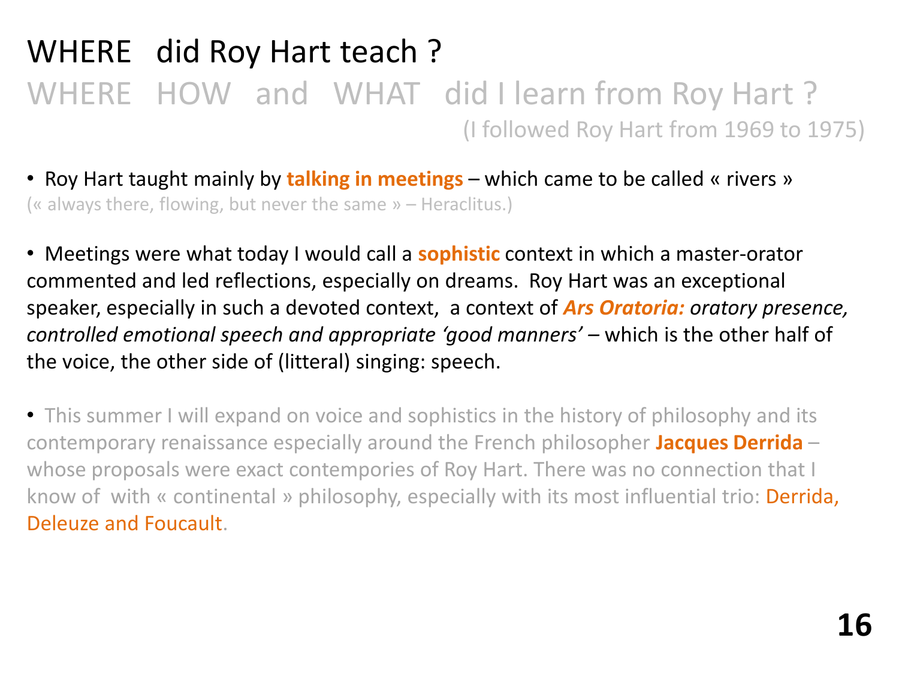# WHERE did Roy Hart teach ?

## WHERE HOW and WHAT did I learn from Roy Hart ?

(I followed Roy Hart from 1969 to 1975)

- Roy Hart taught mainly by **talking in meetings** – which came to be called « rivers »

(« always there, flowing, but never the same » – Heraclitus.)

- Meetings were what today I would call a **sophistic** context in which a master-orator commented and led reflections, especially on dreams. Roy Hart was an exceptional speaker, especially in such a devoted context, a context of ***Ars Oratoria:*** *oratory presence, controlled emotional speech and appropriate 'good manners'* – which is the other half of the voice, the other side of (litteral) singing: speech.

- This summer I will expand on voice and sophistics in the history of philosophy and its contemporary renaissance especially around the French philosopher **Jacques Derrida** – whose proposals were exact contempories of Roy Hart. There was no connection that I know of with « continental » philosophy, especially with its most influential trio: Derrida, Deleuze and Foucault.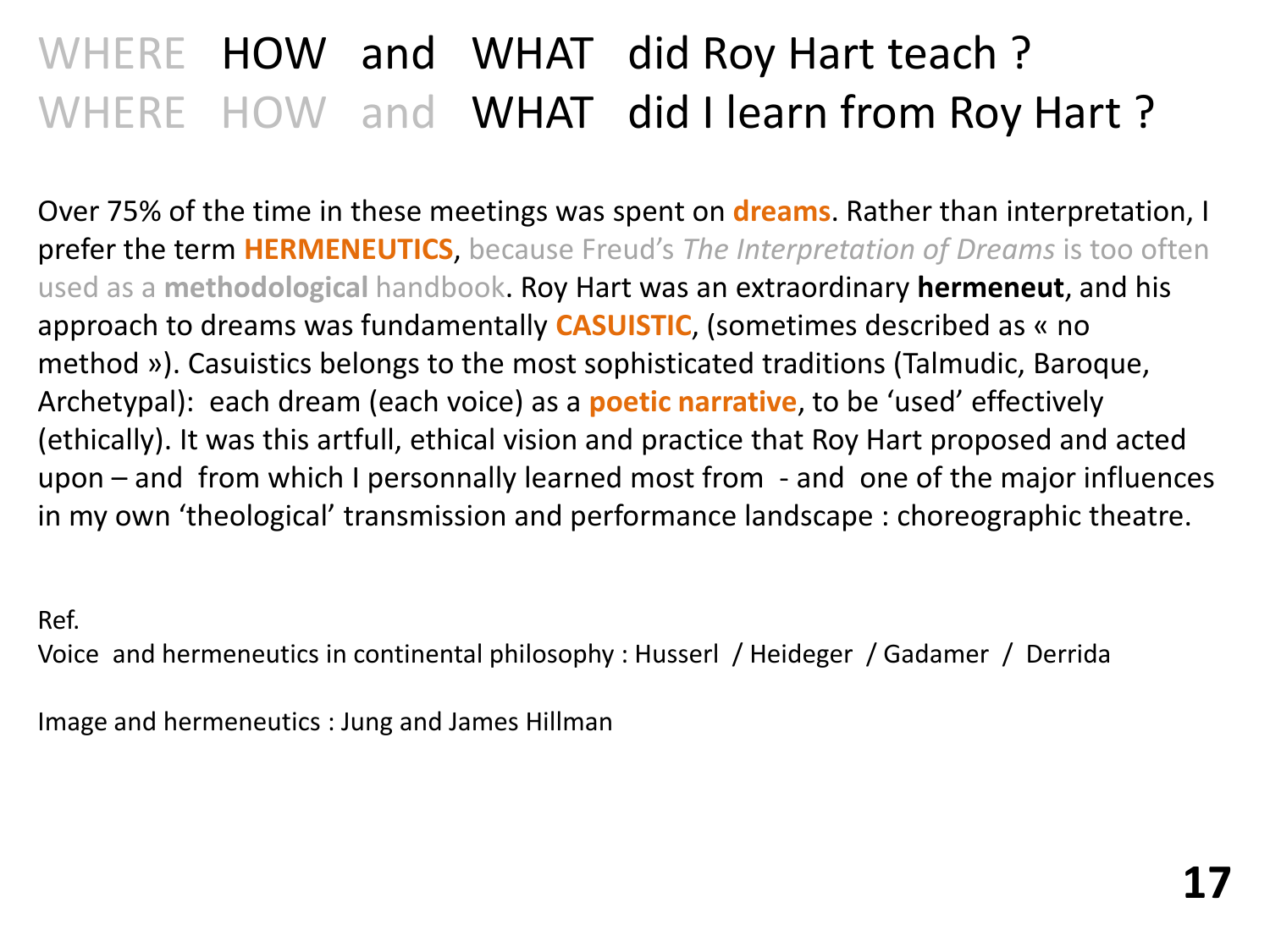# WHERE HOW and WHAT did Roy Hart teach ?
# WHERE HOW and WHAT did I learn from Roy Hart ?

Over 75% of the time in these meetings was spent on **dreams**. Rather than interpretation, I prefer the term **HERMENEUTICS**, because Freud's *The Interpretation of Dreams* is too often used as a **methodological** handbook. Roy Hart was an extraordinary **hermeneut**, and his approach to dreams was fundamentally **CASUISTIC**, (sometimes described as « no method »). Casuistics belongs to the most sophisticated traditions (Talmudic, Baroque, Archetypal): each dream (each voice) as a **poetic narrative**, to be 'used' effectively (ethically). It was this artfull, ethical vision and practice that Roy Hart proposed and acted upon – and from which I personnally learned most from - and one of the major influences in my own 'theological' transmission and performance landscape : choreographic theatre.

Ref.

Voice and hermeneutics in continental philosophy : Husserl / Heideger / Gadamer / Derrida

Image and hermeneutics : Jung and James Hillman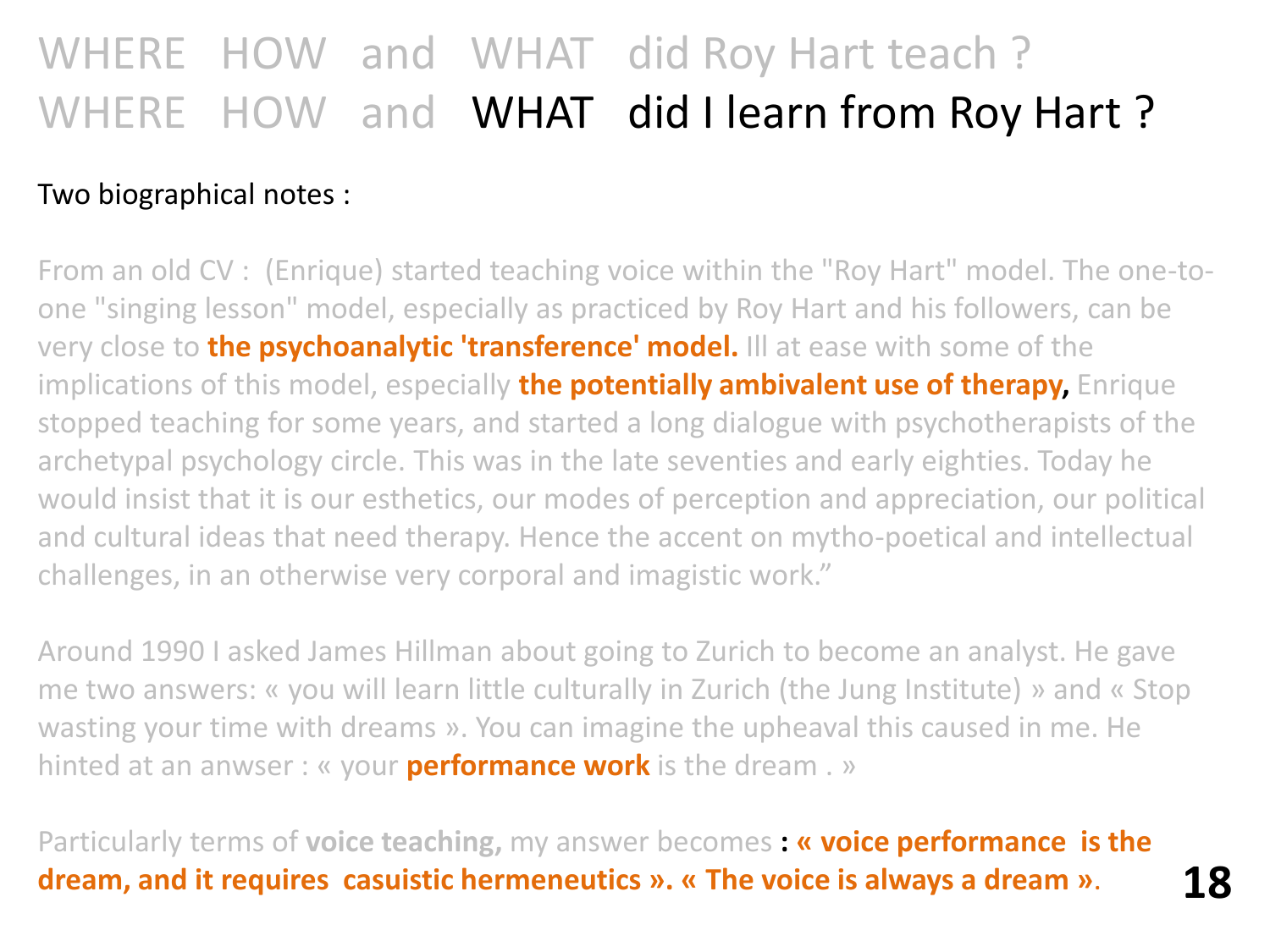# WHERE HOW and WHAT did Roy Hart teach ?
# WHERE HOW and WHAT did I learn from Roy Hart ?

Two biographical notes :

From an old CV : (Enrique) started teaching voice within the "Roy Hart" model. The one-to-one "singing lesson" model, especially as practiced by Roy Hart and his followers, can be very close to **the psychoanalytic 'transference' model.** Ill at ease with some of the implications of this model, especially **the potentially ambivalent use of therapy,** Enrique stopped teaching for some years, and started a long dialogue with psychotherapists of the archetypal psychology circle. This was in the late seventies and early eighties. Today he would insist that it is our esthetics, our modes of perception and appreciation, our political and cultural ideas that need therapy. Hence the accent on mytho-poetical and intellectual challenges, in an otherwise very corporal and imagistic work."

Around 1990 I asked James Hillman about going to Zurich to become an analyst. He gave me two answers: « you will learn little culturally in Zurich (the Jung Institute) » and « Stop wasting your time with dreams ». You can imagine the upheaval this caused in me. He hinted at an anwser : « your **performance work** is the dream . »

Particularly terms of **voice teaching,** my answer becomes : **« voice performance is the dream, and it requires casuistic hermeneutics ». « The voice is always a dream »**.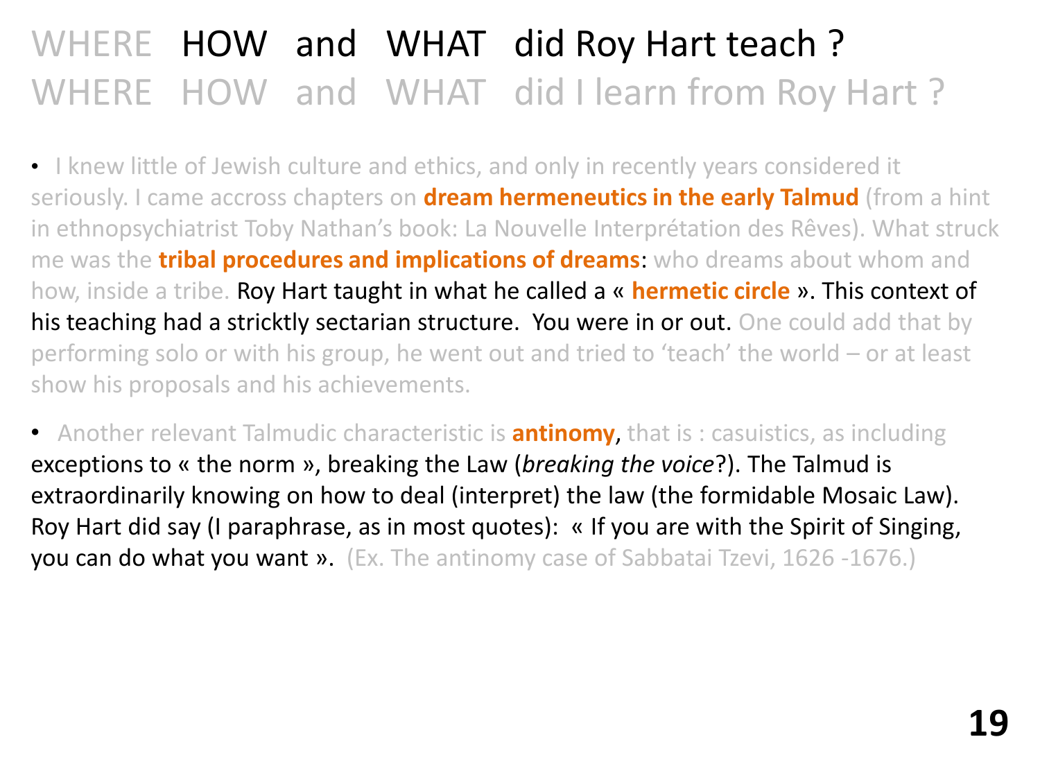# WHERE HOW and WHAT did Roy Hart teach ?

## WHERE HOW and WHAT did I learn from Roy Hart ?

- I knew little of Jewish culture and ethics, and only in recently years considered it seriously. I came accross chapters on **dream hermeneutics in the early Talmud** (from a hint in ethnopsychiatrist Toby Nathan's book: La Nouvelle Interprétation des Rêves). What struck me was the **tribal procedures and implications of dreams**: who dreams about whom and how, inside a tribe. Roy Hart taught in what he called a « **hermetic circle** ». This context of his teaching had a stricktly sectarian structure. You were in or out. One could add that by performing solo or with his group, he went out and tried to 'teach' the world – or at least show his proposals and his achievements.

- Another relevant Talmudic characteristic is **antinomy**, that is : casuistics, as including exceptions to « the norm », breaking the Law (*breaking the voice*?). The Talmud is extraordinarily knowing on how to deal (interpret) the law (the formidable Mosaic Law). Roy Hart did say (I paraphrase, as in most quotes): « If you are with the Spirit of Singing, you can do what you want ». (Ex. The antinomy case of Sabbatai Tzevi, 1626 -1676.)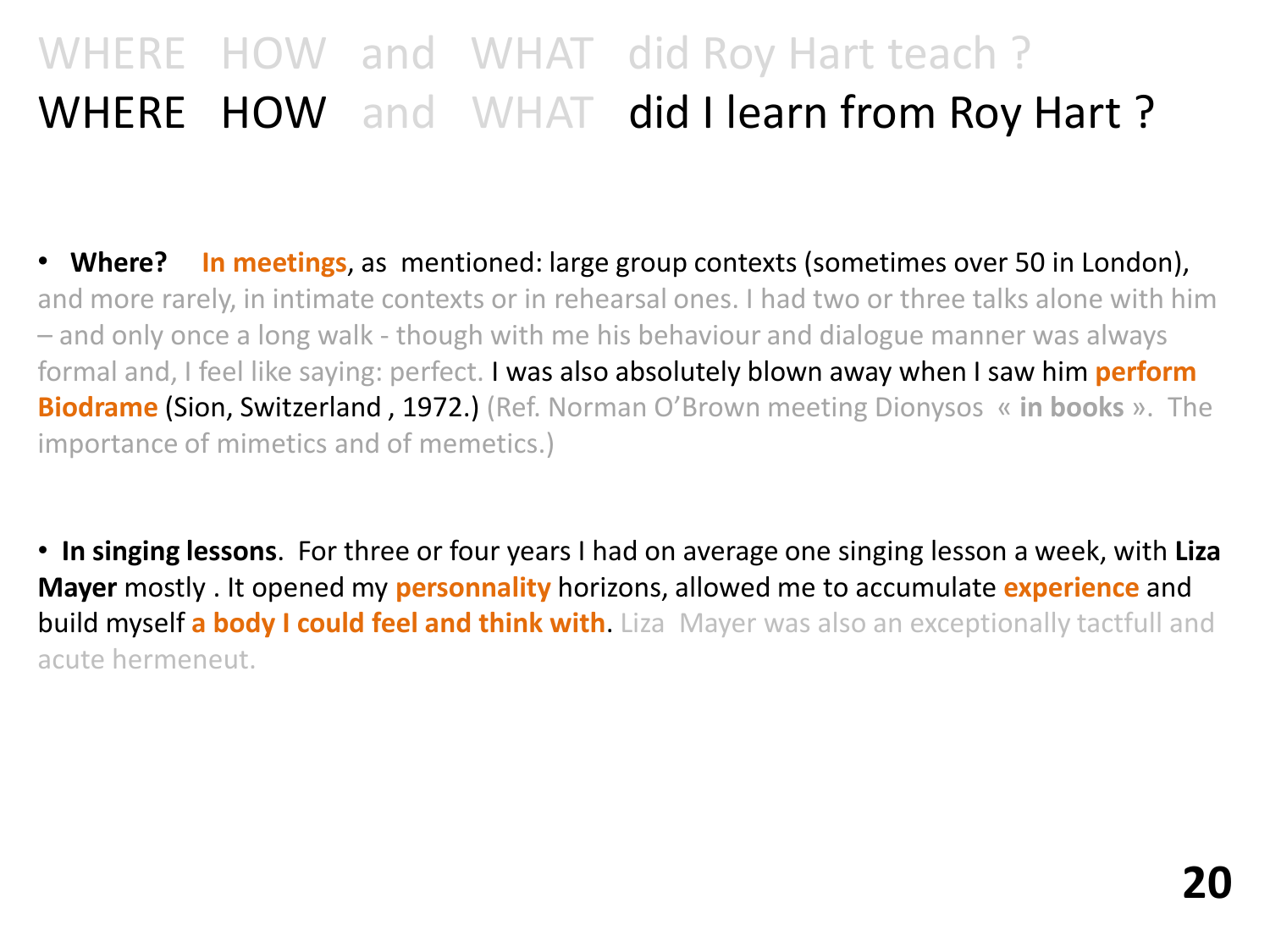# WHERE HOW and WHAT did Roy Hart teach ?
# WHERE HOW and WHAT did I learn from Roy Hart ?

- **Where?** **In meetings**, as mentioned: large group contexts (sometimes over 50 in London), and more rarely, in intimate contexts or in rehearsal ones. I had two or three talks alone with him – and only once a long walk - though with me his behaviour and dialogue manner was always formal and, I feel like saying: perfect. I was also absolutely blown away when I saw him **perform Biodrame** (Sion, Switzerland , 1972.) (Ref. Norman O'Brown meeting Dionysos « **in books** ». The importance of mimetics and of memetics.)

- **In singing lessons**. For three or four years I had on average one singing lesson a week, with **Liza Mayer** mostly . It opened my **personnality** horizons, allowed me to accumulate **experience** and build myself **a body I could feel and think with**. Liza Mayer was also an exceptionally tactfull and acute hermeneut.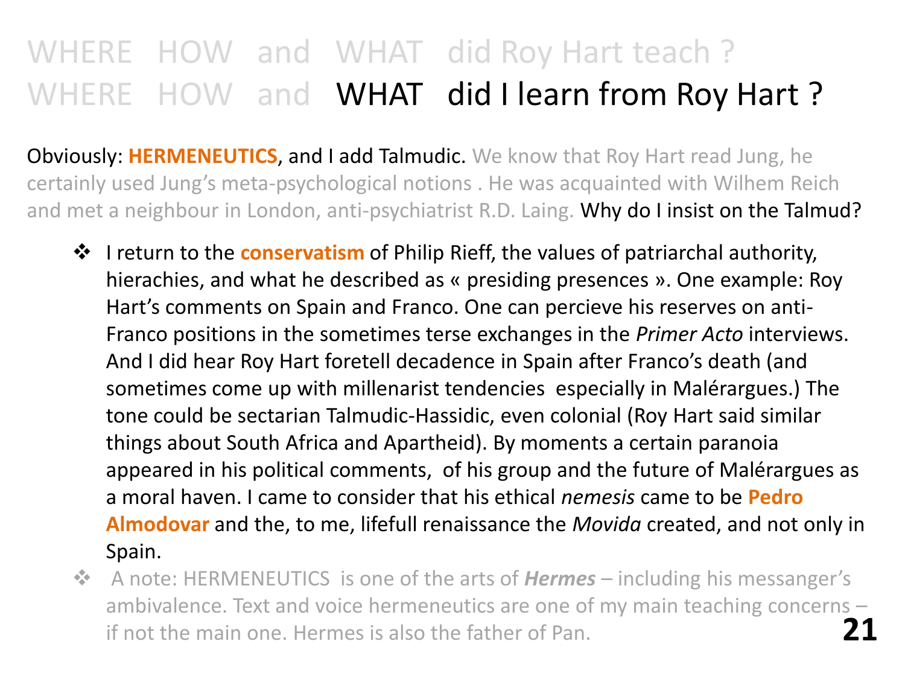# WHERE HOW and WHAT did Roy Hart teach ?
# WHERE HOW and WHAT did I learn from Roy Hart ?

Obviously: **HERMENEUTICS**, and I add Talmudic. We know that Roy Hart read Jung, he certainly used Jung's meta-psychological notions . He was acquainted with Wilhem Reich and met a neighbour in London, anti-psychiatrist R.D. Laing. Why do I insist on the Talmud?

- I return to the **conservatism** of Philip Rieff, the values of patriarchal authority, hierachies, and what he described as « presiding presences ». One example: Roy Hart's comments on Spain and Franco. One can percieve his reserves on anti-Franco positions in the sometimes terse exchanges in the *Primer Acto* interviews. And I did hear Roy Hart foretell decadence in Spain after Franco's death (and sometimes come up with millenarist tendencies especially in Malérargues.) The tone could be sectarian Talmudic-Hassidic, even colonial (Roy Hart said similar things about South Africa and Apartheid). By moments a certain paranoia appeared in his political comments, of his group and the future of Malérargues as a moral haven. I came to consider that his ethical *nemesis* came to be **Pedro Almodovar** and the, to me, lifefull renaissance the *Movida* created, and not only in Spain.
- A note: HERMENEUTICS is one of the arts of ***Hermes*** – including his messanger's ambivalence. Text and voice hermeneutics are one of my main teaching concerns – if not the main one. Hermes is also the father of Pan.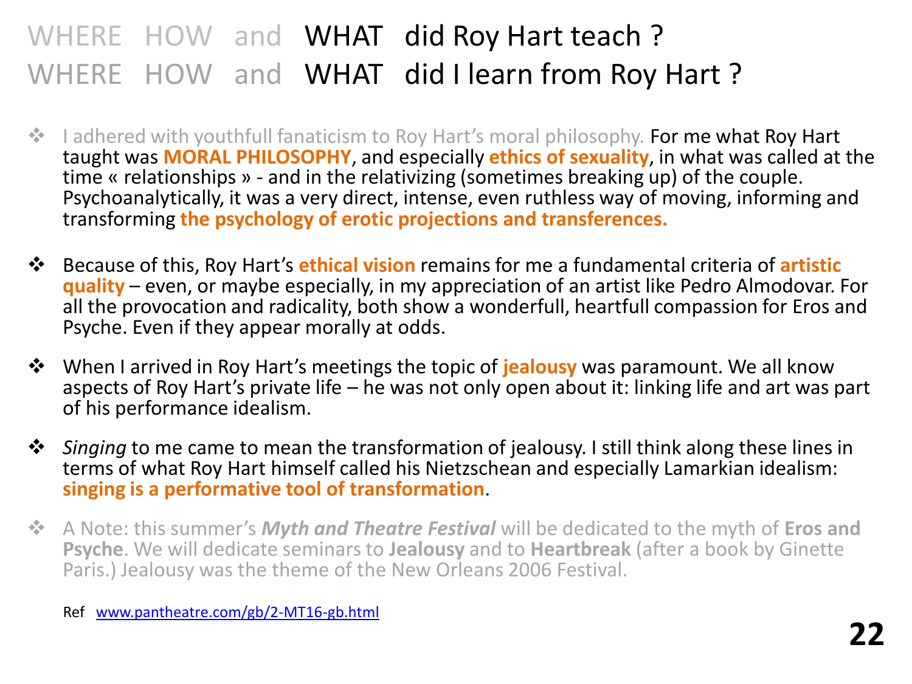# WHERE HOW and WHAT did Roy Hart teach ?
# WHERE HOW and WHAT did I learn from Roy Hart ?

- I adhered with youthfull fanaticism to Roy Hart's moral philosophy. For me what Roy Hart taught was **MORAL PHILOSOPHY**, and especially **ethics of sexuality**, in what was called at the time « relationships » - and in the relativizing (sometimes breaking up) of the couple. Psychoanalytically, it was a very direct, intense, even ruthless way of moving, informing and transforming **the psychology of erotic projections and transferences.**

- Because of this, Roy Hart's **ethical vision** remains for me a fundamental criteria of **artistic quality** – even, or maybe especially, in my appreciation of an artist like Pedro Almodovar. For all the provocation and radicality, both show a wonderfull, heartfull compassion for Eros and Psyche. Even if they appear morally at odds.

- When I arrived in Roy Hart's meetings the topic of **jealousy** was paramount. We all know aspects of Roy Hart's private life – he was not only open about it: linking life and art was part of his performance idealism.

- *Singing* to me came to mean the transformation of jealousy. I still think along these lines in terms of what Roy Hart himself called his Nietzschean and especially Lamarkian idealism: **singing is a performative tool of transformation**.

- A Note: this summer's ***Myth and Theatre Festival*** will be dedicated to the myth of **Eros and Psyche**. We will dedicate seminars to **Jealousy** and to **Heartbreak** (after a book by Ginette Paris.) Jealousy was the theme of the New Orleans 2006 Festival.

Ref [www.pantheatre.com/gb/2-MT16-gb.html](www.pantheatre.com/gb/2-MT16-gb.html)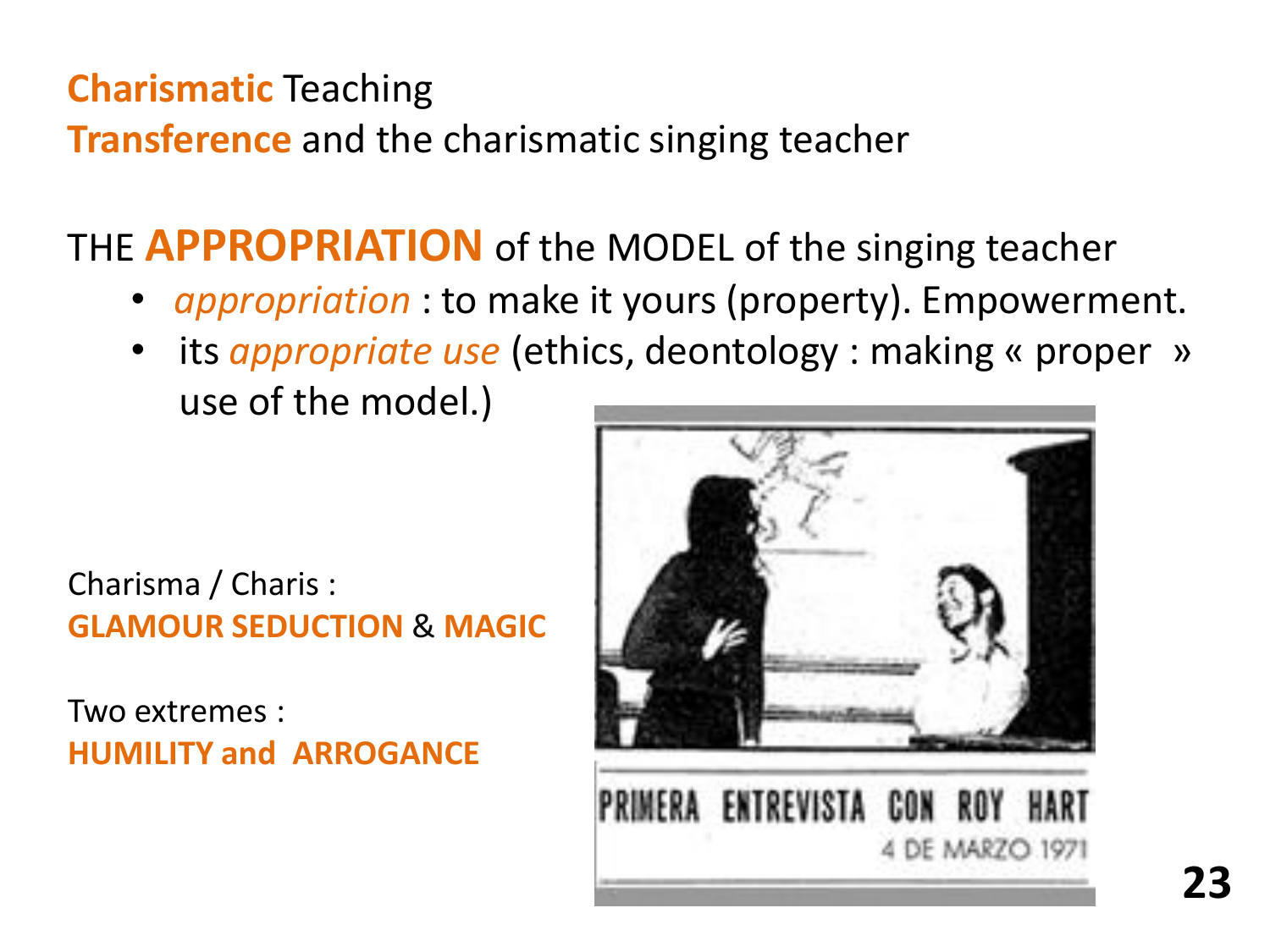**Charismatic** Teaching

**Transference** and the charismatic singing teacher

## THE **APPROPRIATION** of the MODEL of the singing teacher

- *appropriation* : to make it yours (property). Empowerment.
- its *appropriate use* (ethics, deontology : making « proper » use of the model.)

Charisma / Charis :
**GLAMOUR SEDUCTION** & **MAGIC**

Two extremes :
**HUMILITY and ARROGANCE**

PRIMERA ENTREVISTA CON ROY HART
4 DE MARZO 1971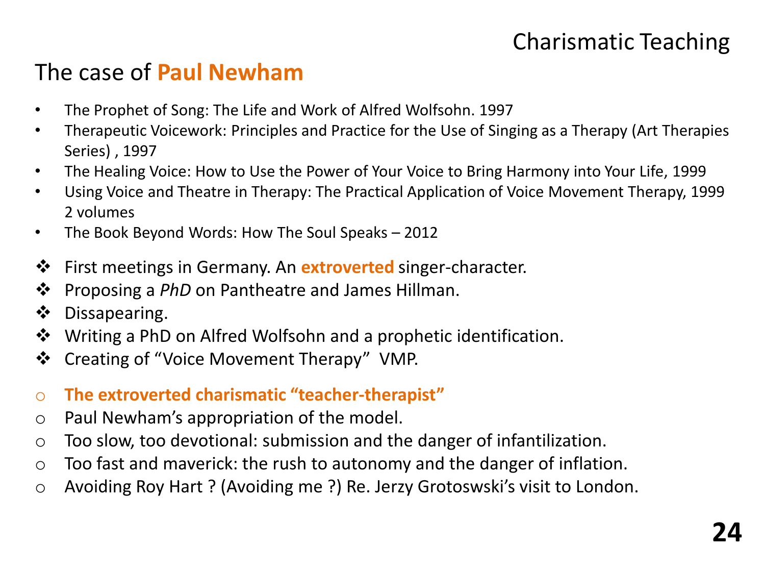Charismatic Teaching

## The case of **Paul Newham**

- The Prophet of Song: The Life and Work of Alfred Wolfsohn. 1997
- Therapeutic Voicework: Principles and Practice for the Use of Singing as a Therapy (Art Therapies Series) , 1997
- The Healing Voice: How to Use the Power of Your Voice to Bring Harmony into Your Life, 1999
- Using Voice and Theatre in Therapy: The Practical Application of Voice Movement Therapy, 1999 2 volumes
- The Book Beyond Words: How The Soul Speaks – 2012

- First meetings in Germany. An **extroverted** singer-character.
- Proposing a *PhD* on Pantheatre and James Hillman.
- Dissapearing.
- Writing a PhD on Alfred Wolfsohn and a prophetic identification.
- Creating of “Voice Movement Therapy” VMP.

- **The extroverted charismatic “teacher-therapist”**
- Paul Newham’s appropriation of the model.
- Too slow, too devotional: submission and the danger of infantilization.
- Too fast and maverick: the rush to autonomy and the danger of inflation.
- Avoiding Roy Hart ? (Avoiding me ?) Re. Jerzy Grotoswski’s visit to London.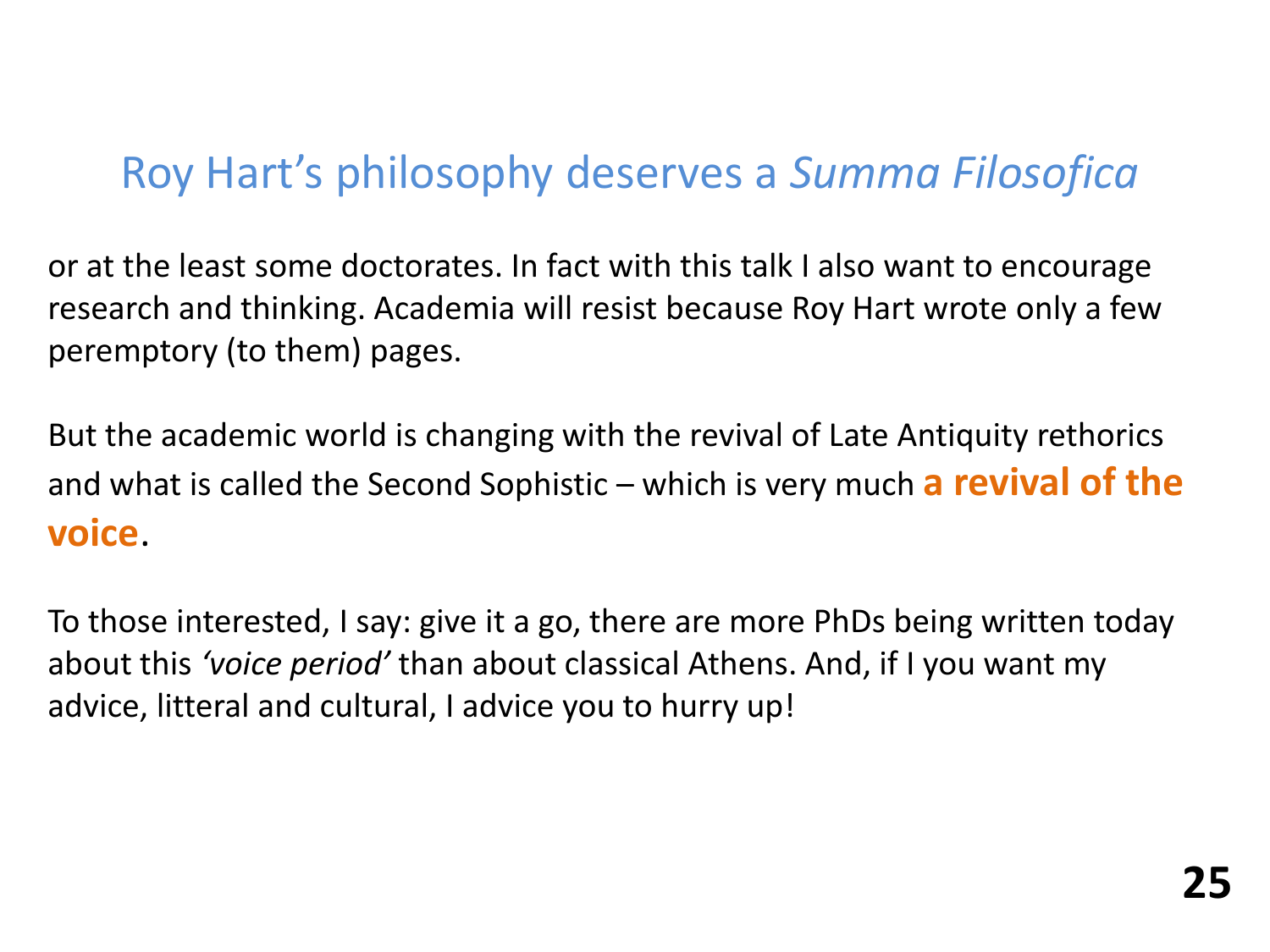# Roy Hart's philosophy deserves a *Summa Filosofica*

or at the least some doctorates. In fact with this talk I also want to encourage research and thinking. Academia will resist because Roy Hart wrote only a few peremptory (to them) pages.

But the academic world is changing with the revival of Late Antiquity rethorics and what is called the Second Sophistic – which is very much **a revival of the voice**.

To those interested, I say: give it a go, there are more PhDs being written today about this *'voice period'* than about classical Athens. And, if I you want my advice, litteral and cultural, I advice you to hurry up!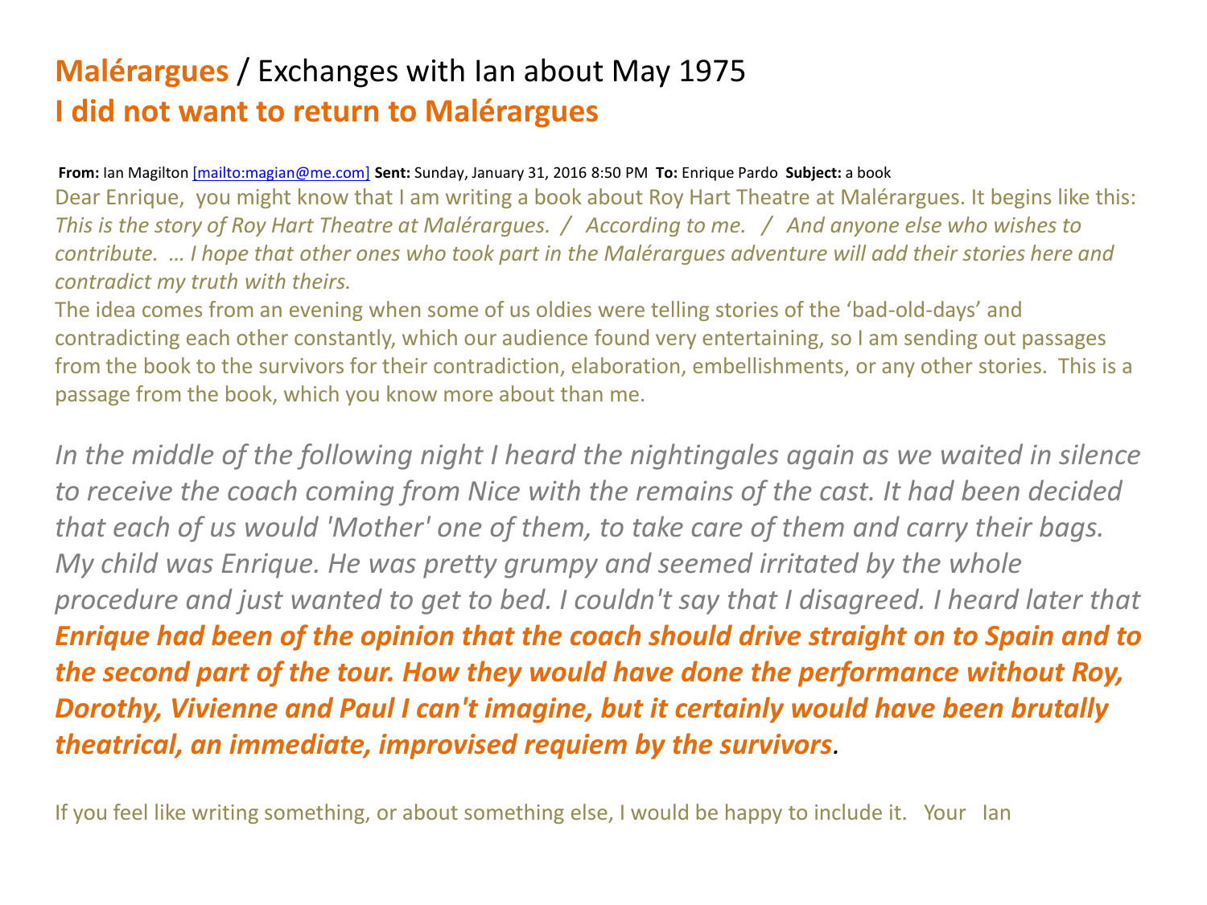# **Malérargues** / Exchanges with Ian about May 1975
## **I did not want to return to Malérargues**

**From:** Ian Magilton [mailto:magian@me.com] **Sent:** Sunday, January 31, 2016 8:50 PM **To:** Enrique Pardo **Subject:** a book

Dear Enrique, you might know that I am writing a book about Roy Hart Theatre at Malérargues. It begins like this: *This is the story of Roy Hart Theatre at Malérargues. / According to me. / And anyone else who wishes to contribute. … I hope that other ones who took part in the Malérargues adventure will add their stories here and contradict my truth with theirs.*

The idea comes from an evening when some of us oldies were telling stories of the 'bad-old-days' and contradicting each other constantly, which our audience found very entertaining, so I am sending out passages from the book to the survivors for their contradiction, elaboration, embellishments, or any other stories. This is a passage from the book, which you know more about than me.

*In the middle of the following night I heard the nightingales again as we waited in silence to receive the coach coming from Nice with the remains of the cast. It had been decided that each of us would 'Mother' one of them, to take care of them and carry their bags. My child was Enrique. He was pretty grumpy and seemed irritated by the whole procedure and just wanted to get to bed. I couldn't say that I disagreed. I heard later that* ***Enrique had been of the opinion that the coach should drive straight on to Spain and to the second part of the tour. How they would have done the performance without Roy, Dorothy, Vivienne and Paul I can't imagine, but it certainly would have been brutally theatrical, an immediate, improvised requiem by the survivors****.*

If you feel like writing something, or about something else, I would be happy to include it. Your Ian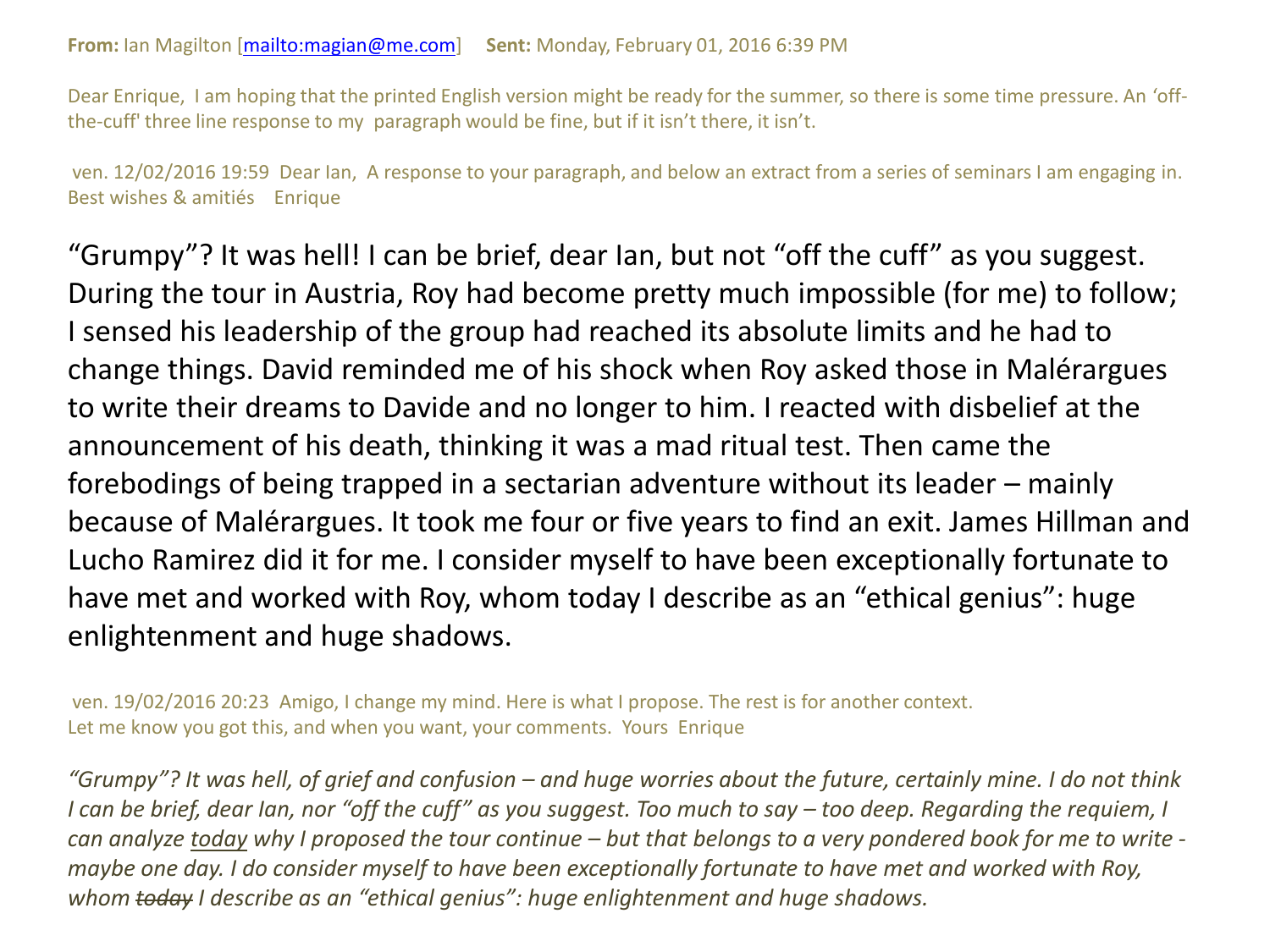**From:** Ian Magilton [mailto:magian@me.com] **Sent:** Monday, February 01, 2016 6:39 PM

Dear Enrique, I am hoping that the printed English version might be ready for the summer, so there is some time pressure. An 'off-the-cuff' three line response to my paragraph would be fine, but if it isn't there, it isn't.

ven. 12/02/2016 19:59 Dear Ian, A response to your paragraph, and below an extract from a series of seminars I am engaging in. Best wishes & amitiés Enrique

"Grumpy"? It was hell! I can be brief, dear Ian, but not "off the cuff" as you suggest. During the tour in Austria, Roy had become pretty much impossible (for me) to follow; I sensed his leadership of the group had reached its absolute limits and he had to change things. David reminded me of his shock when Roy asked those in Malérargues to write their dreams to Davide and no longer to him. I reacted with disbelief at the announcement of his death, thinking it was a mad ritual test. Then came the forebodings of being trapped in a sectarian adventure without its leader – mainly because of Malérargues. It took me four or five years to find an exit. James Hillman and Lucho Ramirez did it for me. I consider myself to have been exceptionally fortunate to have met and worked with Roy, whom today I describe as an "ethical genius": huge enlightenment and huge shadows.

ven. 19/02/2016 20:23 Amigo, I change my mind. Here is what I propose. The rest is for another context. Let me know you got this, and when you want, your comments. Yours Enrique

*"Grumpy"? It was hell, of grief and confusion – and huge worries about the future, certainly mine. I do not think I can be brief, dear Ian, nor "off the cuff" as you suggest. Too much to say – too deep. Regarding the requiem, I can analyze <u>today</u> why I proposed the tour continue – but that belongs to a very pondered book for me to write - maybe one day. I do consider myself to have been exceptionally fortunate to have met and worked with Roy, whom ~~today~~ I describe as an "ethical genius": huge enlightenment and huge shadows.*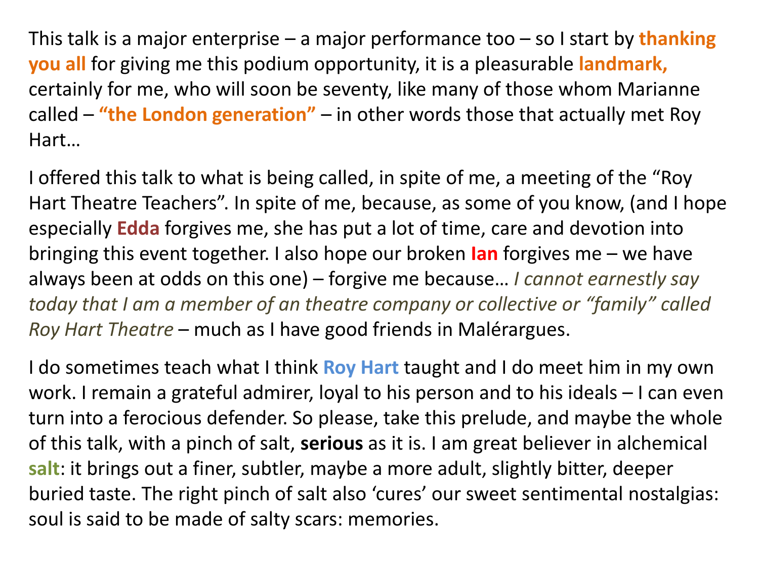This talk is a major enterprise – a major performance too – so I start by **thanking you all** for giving me this podium opportunity, it is a pleasurable **landmark,** certainly for me, who will soon be seventy, like many of those whom Marianne called – **"the London generation"** – in other words those that actually met Roy Hart…

I offered this talk to what is being called, in spite of me, a meeting of the "Roy Hart Theatre Teachers". In spite of me, because, as some of you know, (and I hope especially **Edda** forgives me, she has put a lot of time, care and devotion into bringing this event together. I also hope our broken **Ian** forgives me – we have always been at odds on this one) – forgive me because… *I cannot earnestly say today that I am a member of an theatre company or collective or "family" called Roy Hart Theatre* – much as I have good friends in Malérargues.

I do sometimes teach what I think **Roy Hart** taught and I do meet him in my own work. I remain a grateful admirer, loyal to his person and to his ideals – I can even turn into a ferocious defender. So please, take this prelude, and maybe the whole of this talk, with a pinch of salt, **serious** as it is. I am great believer in alchemical **salt**: it brings out a finer, subtler, maybe a more adult, slightly bitter, deeper buried taste. The right pinch of salt also 'cures' our sweet sentimental nostalgias: soul is said to be made of salty scars: memories.